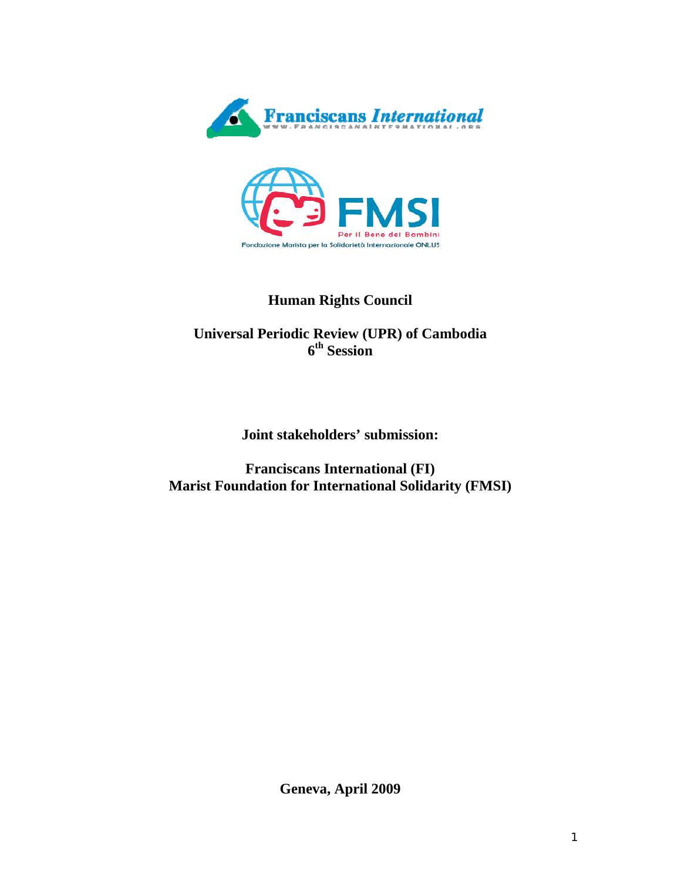**Human Rights Council**

**Universal Periodic Review (UPR) of Cambodia**
**6th Session**

**Joint stakeholders' submission:**

**Franciscans International (FI)**
**Marist Foundation for International Solidarity (FMSI)**

**Geneva, April 2009**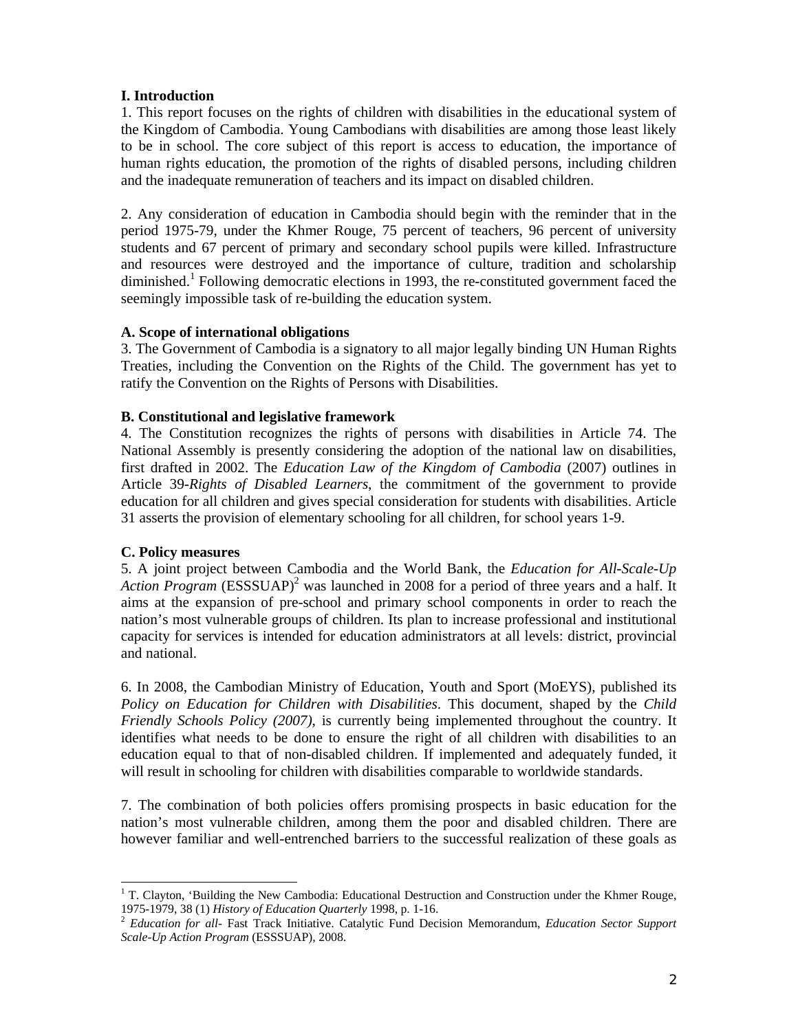## I. Introduction

1. This report focuses on the rights of children with disabilities in the educational system of the Kingdom of Cambodia. Young Cambodians with disabilities are among those least likely to be in school. The core subject of this report is access to education, the importance of human rights education, the promotion of the rights of disabled persons, including children and the inadequate remuneration of teachers and its impact on disabled children.

2. Any consideration of education in Cambodia should begin with the reminder that in the period 1975-79, under the Khmer Rouge, 75 percent of teachers, 96 percent of university students and 67 percent of primary and secondary school pupils were killed. Infrastructure and resources were destroyed and the importance of culture, tradition and scholarship diminished.[1] Following democratic elections in 1993, the re-constituted government faced the seemingly impossible task of re-building the education system.

### A. Scope of international obligations

3. The Government of Cambodia is a signatory to all major legally binding UN Human Rights Treaties, including the Convention on the Rights of the Child. The government has yet to ratify the Convention on the Rights of Persons with Disabilities.

### B. Constitutional and legislative framework

4. The Constitution recognizes the rights of persons with disabilities in Article 74. The National Assembly is presently considering the adoption of the national law on disabilities, first drafted in 2002. The *Education Law of the Kingdom of Cambodia* (2007) outlines in Article 39-*Rights of Disabled Learners*, the commitment of the government to provide education for all children and gives special consideration for students with disabilities. Article 31 asserts the provision of elementary schooling for all children, for school years 1-9.

### C. Policy measures

5. A joint project between Cambodia and the World Bank, the *Education for All-Scale-Up Action Program* (ESSSUAP)[2] was launched in 2008 for a period of three years and a half. It aims at the expansion of pre-school and primary school components in order to reach the nation's most vulnerable groups of children. Its plan to increase professional and institutional capacity for services is intended for education administrators at all levels: district, provincial and national.

6. In 2008, the Cambodian Ministry of Education, Youth and Sport (MoEYS), published its *Policy on Education for Children with Disabilities*. This document, shaped by the *Child Friendly Schools Policy (2007)*, is currently being implemented throughout the country. It identifies what needs to be done to ensure the right of all children with disabilities to an education equal to that of non-disabled children. If implemented and adequately funded, it will result in schooling for children with disabilities comparable to worldwide standards.

7. The combination of both policies offers promising prospects in basic education for the nation's most vulnerable children, among them the poor and disabled children. There are however familiar and well-entrenched barriers to the successful realization of these goals as

---

[1] T. Clayton, 'Building the New Cambodia: Educational Destruction and Construction under the Khmer Rouge, 1975-1979, 38 (1) *History of Education Quarterly* 1998, p. 1-16.

[2] *Education for all*- Fast Track Initiative. Catalytic Fund Decision Memorandum, *Education Sector Support Scale-Up Action Program* (ESSSUAP), 2008.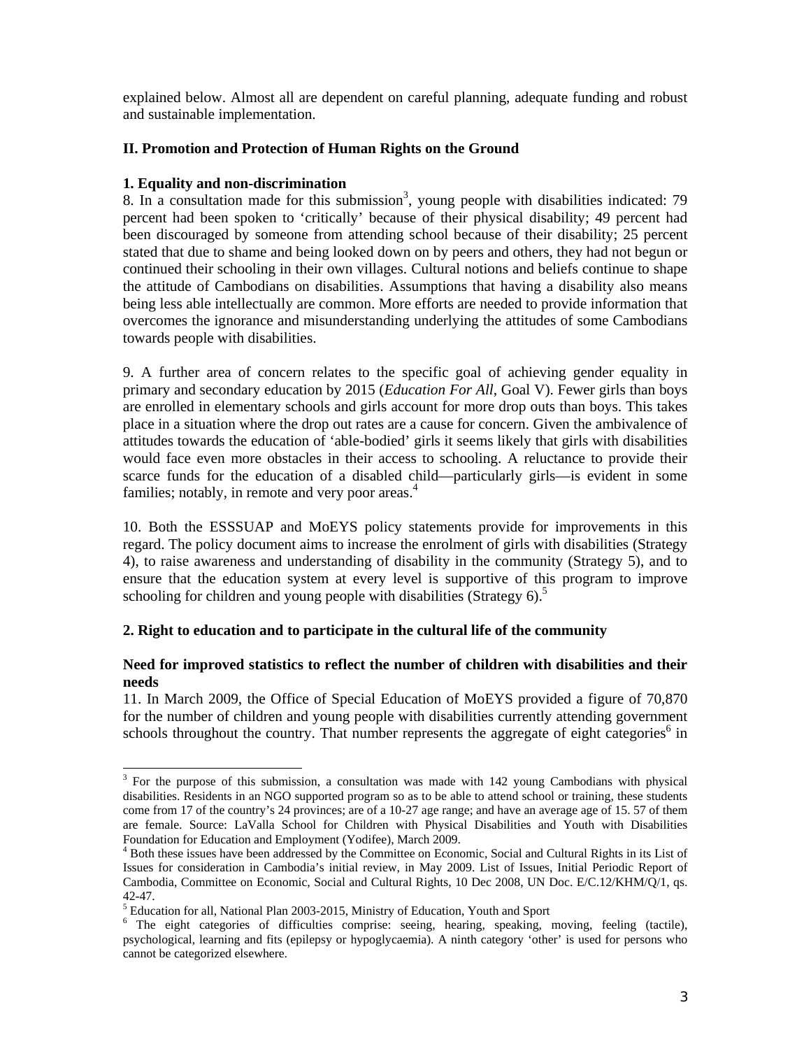explained below. Almost all are dependent on careful planning, adequate funding and robust and sustainable implementation.

## II. Promotion and Protection of Human Rights on the Ground

### 1. Equality and non-discrimination

8. In a consultation made for this submission[3], young people with disabilities indicated: 79 percent had been spoken to 'critically' because of their physical disability; 49 percent had been discouraged by someone from attending school because of their disability; 25 percent stated that due to shame and being looked down on by peers and others, they had not begun or continued their schooling in their own villages. Cultural notions and beliefs continue to shape the attitude of Cambodians on disabilities. Assumptions that having a disability also means being less able intellectually are common. More efforts are needed to provide information that overcomes the ignorance and misunderstanding underlying the attitudes of some Cambodians towards people with disabilities.

9. A further area of concern relates to the specific goal of achieving gender equality in primary and secondary education by 2015 (*Education For All*, Goal V). Fewer girls than boys are enrolled in elementary schools and girls account for more drop outs than boys. This takes place in a situation where the drop out rates are a cause for concern. Given the ambivalence of attitudes towards the education of 'able-bodied' girls it seems likely that girls with disabilities would face even more obstacles in their access to schooling. A reluctance to provide their scarce funds for the education of a disabled child—particularly girls—is evident in some families; notably, in remote and very poor areas.[4]

10. Both the ESSSUAP and MoEYS policy statements provide for improvements in this regard. The policy document aims to increase the enrolment of girls with disabilities (Strategy 4), to raise awareness and understanding of disability in the community (Strategy 5), and to ensure that the education system at every level is supportive of this program to improve schooling for children and young people with disabilities (Strategy 6).[5]

### 2. Right to education and to participate in the cultural life of the community

**Need for improved statistics to reflect the number of children with disabilities and their needs**

11. In March 2009, the Office of Special Education of MoEYS provided a figure of 70,870 for the number of children and young people with disabilities currently attending government schools throughout the country. That number represents the aggregate of eight categories[6] in

---

[3] For the purpose of this submission, a consultation was made with 142 young Cambodians with physical disabilities. Residents in an NGO supported program so as to be able to attend school or training, these students come from 17 of the country's 24 provinces; are of a 10-27 age range; and have an average age of 15. 57 of them are female. Source: LaValla School for Children with Physical Disabilities and Youth with Disabilities Foundation for Education and Employment (Yodifee), March 2009.

[4] Both these issues have been addressed by the Committee on Economic, Social and Cultural Rights in its List of Issues for consideration in Cambodia's initial review, in May 2009. List of Issues, Initial Periodic Report of Cambodia, Committee on Economic, Social and Cultural Rights, 10 Dec 2008, UN Doc. E/C.12/KHM/Q/1, qs. 42-47.

[5] Education for all, National Plan 2003-2015, Ministry of Education, Youth and Sport

[6] The eight categories of difficulties comprise: seeing, hearing, speaking, moving, feeling (tactile), psychological, learning and fits (epilepsy or hypoglycaemia). A ninth category 'other' is used for persons who cannot be categorized elsewhere.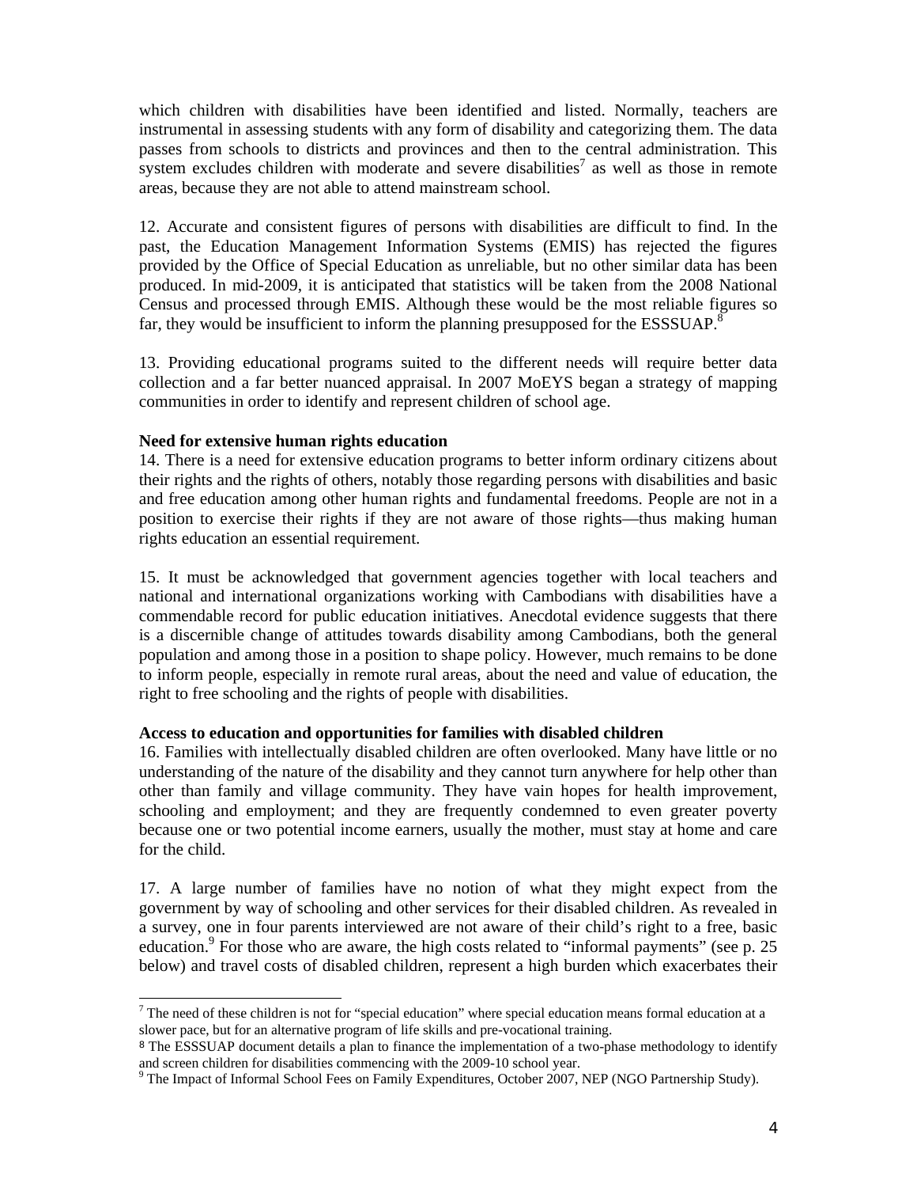which children with disabilities have been identified and listed. Normally, teachers are instrumental in assessing students with any form of disability and categorizing them. The data passes from schools to districts and provinces and then to the central administration. This system excludes children with moderate and severe disabilities[7] as well as those in remote areas, because they are not able to attend mainstream school.

12. Accurate and consistent figures of persons with disabilities are difficult to find. In the past, the Education Management Information Systems (EMIS) has rejected the figures provided by the Office of Special Education as unreliable, but no other similar data has been produced. In mid-2009, it is anticipated that statistics will be taken from the 2008 National Census and processed through EMIS. Although these would be the most reliable figures so far, they would be insufficient to inform the planning presupposed for the ESSSUAP.[8]

13. Providing educational programs suited to the different needs will require better data collection and a far better nuanced appraisal. In 2007 MoEYS began a strategy of mapping communities in order to identify and represent children of school age.

**Need for extensive human rights education**

14. There is a need for extensive education programs to better inform ordinary citizens about their rights and the rights of others, notably those regarding persons with disabilities and basic and free education among other human rights and fundamental freedoms. People are not in a position to exercise their rights if they are not aware of those rights—thus making human rights education an essential requirement.

15. It must be acknowledged that government agencies together with local teachers and national and international organizations working with Cambodians with disabilities have a commendable record for public education initiatives. Anecdotal evidence suggests that there is a discernible change of attitudes towards disability among Cambodians, both the general population and among those in a position to shape policy. However, much remains to be done to inform people, especially in remote rural areas, about the need and value of education, the right to free schooling and the rights of people with disabilities.

**Access to education and opportunities for families with disabled children**

16. Families with intellectually disabled children are often overlooked. Many have little or no understanding of the nature of the disability and they cannot turn anywhere for help other than other than family and village community. They have vain hopes for health improvement, schooling and employment; and they are frequently condemned to even greater poverty because one or two potential income earners, usually the mother, must stay at home and care for the child.

17. A large number of families have no notion of what they might expect from the government by way of schooling and other services for their disabled children. As revealed in a survey, one in four parents interviewed are not aware of their child's right to a free, basic education.[9] For those who are aware, the high costs related to "informal payments" (see p. 25 below) and travel costs of disabled children, represent a high burden which exacerbates their

---

[7] The need of these children is not for "special education" where special education means formal education at a slower pace, but for an alternative program of life skills and pre-vocational training.

[8] The ESSSUAP document details a plan to finance the implementation of a two-phase methodology to identify and screen children for disabilities commencing with the 2009-10 school year.

[9] The Impact of Informal School Fees on Family Expenditures, October 2007, NEP (NGO Partnership Study).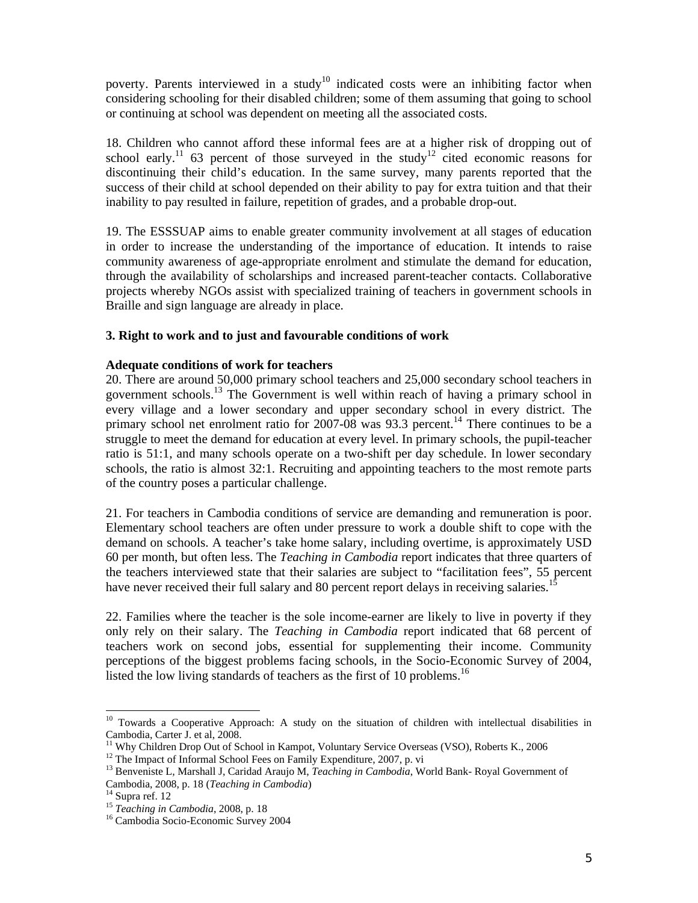poverty. Parents interviewed in a study[10] indicated costs were an inhibiting factor when considering schooling for their disabled children; some of them assuming that going to school or continuing at school was dependent on meeting all the associated costs.

18. Children who cannot afford these informal fees are at a higher risk of dropping out of school early.[11] 63 percent of those surveyed in the study[12] cited economic reasons for discontinuing their child's education. In the same survey, many parents reported that the success of their child at school depended on their ability to pay for extra tuition and that their inability to pay resulted in failure, repetition of grades, and a probable drop-out.

19. The ESSSUAP aims to enable greater community involvement at all stages of education in order to increase the understanding of the importance of education. It intends to raise community awareness of age-appropriate enrolment and stimulate the demand for education, through the availability of scholarships and increased parent-teacher contacts. Collaborative projects whereby NGOs assist with specialized training of teachers in government schools in Braille and sign language are already in place.

### 3. Right to work and to just and favourable conditions of work

**Adequate conditions of work for teachers**

20. There are around 50,000 primary school teachers and 25,000 secondary school teachers in government schools.[13] The Government is well within reach of having a primary school in every village and a lower secondary and upper secondary school in every district. The primary school net enrolment ratio for 2007-08 was 93.3 percent.[14] There continues to be a struggle to meet the demand for education at every level. In primary schools, the pupil-teacher ratio is 51:1, and many schools operate on a two-shift per day schedule. In lower secondary schools, the ratio is almost 32:1. Recruiting and appointing teachers to the most remote parts of the country poses a particular challenge.

21. For teachers in Cambodia conditions of service are demanding and remuneration is poor. Elementary school teachers are often under pressure to work a double shift to cope with the demand on schools. A teacher's take home salary, including overtime, is approximately USD 60 per month, but often less. The *Teaching in Cambodia* report indicates that three quarters of the teachers interviewed state that their salaries are subject to "facilitation fees", 55 percent have never received their full salary and 80 percent report delays in receiving salaries.[15]

22. Families where the teacher is the sole income-earner are likely to live in poverty if they only rely on their salary. The *Teaching in Cambodia* report indicated that 68 percent of teachers work on second jobs, essential for supplementing their income. Community perceptions of the biggest problems facing schools, in the Socio-Economic Survey of 2004, listed the low living standards of teachers as the first of 10 problems.[16]

---

[10] Towards a Cooperative Approach: A study on the situation of children with intellectual disabilities in Cambodia, Carter J. et al, 2008.

[11] Why Children Drop Out of School in Kampot, Voluntary Service Overseas (VSO), Roberts K., 2006

[12] The Impact of Informal School Fees on Family Expenditure, 2007, p. vi

[13] Benveniste L, Marshall J, Caridad Araujo M, *Teaching in Cambodia*, World Bank- Royal Government of Cambodia, 2008, p. 18 (*Teaching in Cambodia*)

[14] Supra ref. 12

[15] *Teaching in Cambodia*, 2008, p. 18

[16] Cambodia Socio-Economic Survey 2004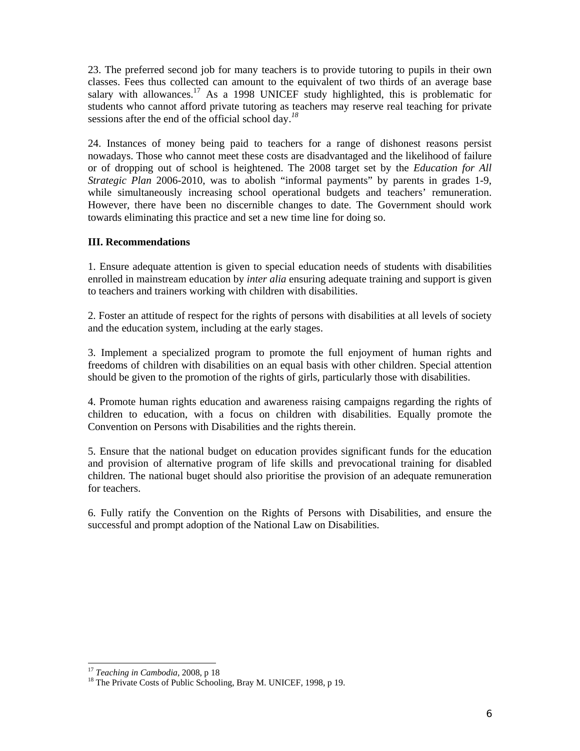23. The preferred second job for many teachers is to provide tutoring to pupils in their own classes. Fees thus collected can amount to the equivalent of two thirds of an average base salary with allowances.[17] As a 1998 UNICEF study highlighted, this is problematic for students who cannot afford private tutoring as teachers may reserve real teaching for private sessions after the end of the official school day.[18]

24. Instances of money being paid to teachers for a range of dishonest reasons persist nowadays. Those who cannot meet these costs are disadvantaged and the likelihood of failure or of dropping out of school is heightened. The 2008 target set by the *Education for All Strategic Plan* 2006-2010, was to abolish "informal payments" by parents in grades 1-9, while simultaneously increasing school operational budgets and teachers' remuneration. However, there have been no discernible changes to date. The Government should work towards eliminating this practice and set a new time line for doing so.

**III. Recommendations**

1. Ensure adequate attention is given to special education needs of students with disabilities enrolled in mainstream education by *inter alia* ensuring adequate training and support is given to teachers and trainers working with children with disabilities.

2. Foster an attitude of respect for the rights of persons with disabilities at all levels of society and the education system, including at the early stages.

3. Implement a specialized program to promote the full enjoyment of human rights and freedoms of children with disabilities on an equal basis with other children. Special attention should be given to the promotion of the rights of girls, particularly those with disabilities.

4. Promote human rights education and awareness raising campaigns regarding the rights of children to education, with a focus on children with disabilities. Equally promote the Convention on Persons with Disabilities and the rights therein.

5. Ensure that the national budget on education provides significant funds for the education and provision of alternative program of life skills and prevocational training for disabled children. The national buget should also prioritise the provision of an adequate remuneration for teachers.

6. Fully ratify the Convention on the Rights of Persons with Disabilities, and ensure the successful and prompt adoption of the National Law on Disabilities.

---

[17] *Teaching in Cambodia*, 2008, p 18

[18] The Private Costs of Public Schooling, Bray M. UNICEF, 1998, p 19.